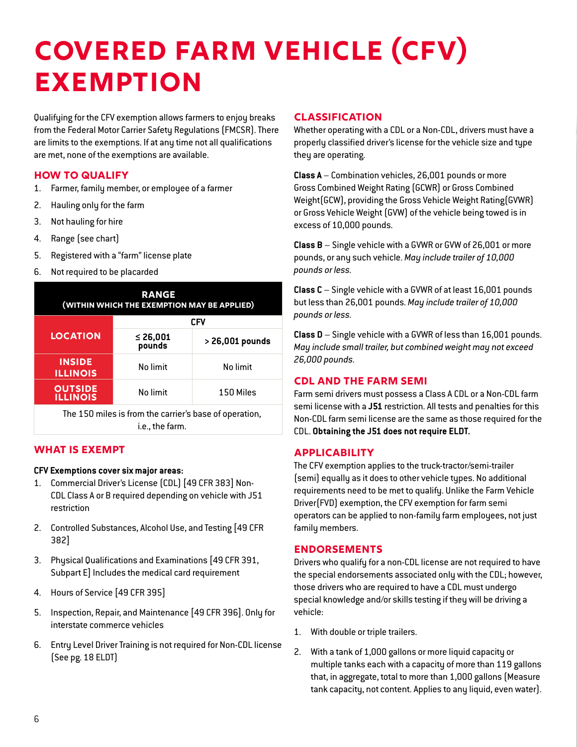# COVERED FARM VEHICLE (CFV) EXEMPTION

Qualifying for the CFV exemption allows farmers to enjoy breaks from the Federal Motor Carrier Safety Regulations (FMCSR). There are limits to the exemptions. If at any time not all qualifications are met, none of the exemptions are available.

## HOW TO QUALIFY

1. Farmer, family member, or employee of a farmer
2. Hauling only for the farm
3. Not hauling for hire
4. Range (see chart)
5. Registered with a "farm" license plate
6. Not required to be placarded

| RANGE (WITHIN WHICH THE EXEMPTION MAY BE APPLIED) | | |
|---|---|---|
| LOCATION | CFV | |
| | ≤ 26,001 pounds | > 26,001 pounds |
| INSIDE ILLINOIS | No limit | No limit |
| OUTSIDE ILLINOIS | No limit | 150 Miles |
| The 150 miles is from the carrier's base of operation, i.e., the farm. | | |

## WHAT IS EXEMPT

**CFV Exemptions cover six major areas:**

1. Commercial Driver's License (CDL) [49 CFR 383] Non-CDL Class A or B required depending on vehicle with J51 restriction
2. Controlled Substances, Alcohol Use, and Testing [49 CFR 382]
3. Physical Qualifications and Examinations [49 CFR 391, Subpart E] Includes the medical card requirement
4. Hours of Service [49 CFR 395]
5. Inspection, Repair, and Maintenance [49 CFR 396]. Only for interstate commerce vehicles
6. Entry Level Driver Training is not required for Non-CDL license (See pg. 18 ELDT)

## CLASSIFICATION

Whether operating with a CDL or a Non-CDL, drivers must have a properly classified driver's license for the vehicle size and type they are operating.

**Class A** – Combination vehicles, 26,001 pounds or more Gross Combined Weight Rating (GCWR) or Gross Combined Weight(GCW), providing the Gross Vehicle Weight Rating(GVWR) or Gross Vehicle Weight (GVW) of the vehicle being towed is in excess of 10,000 pounds.

**Class B** – Single vehicle with a GVWR or GVW of 26,001 or more pounds, or any such vehicle. *May include trailer of 10,000 pounds or less.*

**Class C** – Single vehicle with a GVWR of at least 16,001 pounds but less than 26,001 pounds. *May include trailer of 10,000 pounds or less.*

**Class D** – Single vehicle with a GVWR of less than 16,001 pounds. *May include small trailer, but combined weight may not exceed 26,000 pounds.*

## CDL AND THE FARM SEMI

Farm semi drivers must possess a Class A CDL or a Non-CDL farm semi license with a **J51** restriction. All tests and penalties for this Non-CDL farm semi license are the same as those required for the CDL. **Obtaining the J51 does not require ELDT.**

## APPLICABILITY

The CFV exemption applies to the truck-tractor/semi-trailer (semi) equally as it does to other vehicle types. No additional requirements need to be met to qualify. Unlike the Farm Vehicle Driver(FVD) exemption, the CFV exemption for farm semi operators can be applied to non-family farm employees, not just family members.

## ENDORSEMENTS

Drivers who qualify for a non-CDL license are not required to have the special endorsements associated only with the CDL; however, those drivers who are required to have a CDL must undergo special knowledge and/or skills testing if they will be driving a vehicle:

1. With double or triple trailers.
2. With a tank of 1,000 gallons or more liquid capacity or multiple tanks each with a capacity of more than 119 gallons that, in aggregate, total to more than 1,000 gallons (Measure tank capacity, not content. Applies to any liquid, even water).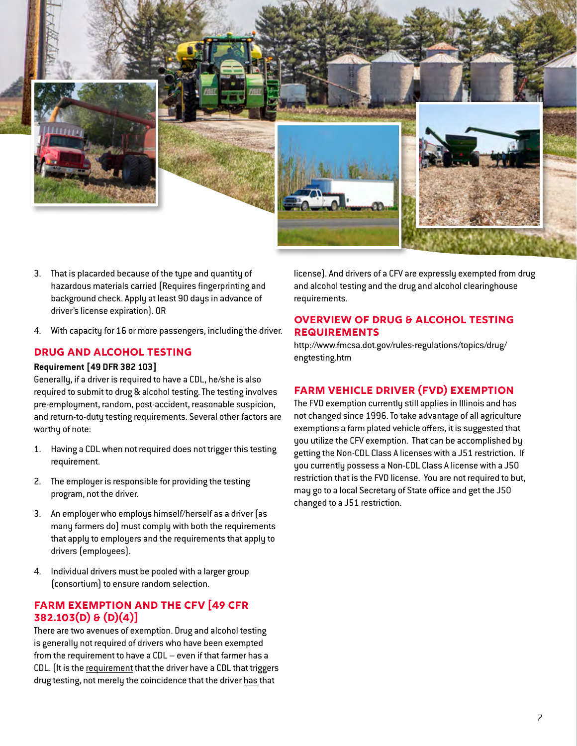3. That is placarded because of the type and quantity of hazardous materials carried (Requires fingerprinting and background check. Apply at least 90 days in advance of driver's license expiration). OR

4. With capacity for 16 or more passengers, including the driver.

## DRUG AND ALCOHOL TESTING

**Requirement [49 DFR 382 103]**

Generally, if a driver is required to have a CDL, he/she is also required to submit to drug & alcohol testing. The testing involves pre-employment, random, post-accident, reasonable suspicion, and return-to-duty testing requirements. Several other factors are worthy of note:

1. Having a CDL when not required does not trigger this testing requirement.

2. The employer is responsible for providing the testing program, not the driver.

3. An employer who employs himself/herself as a driver (as many farmers do) must comply with both the requirements that apply to employers and the requirements that apply to drivers (employees).

4. Individual drivers must be pooled with a larger group (consortium) to ensure random selection.

## FARM EXEMPTION AND THE CFV [49 CFR 382.103(D) & (D)(4)]

There are two avenues of exemption. Drug and alcohol testing is generally not required of drivers who have been exempted from the requirement to have a CDL – even if that farmer has a CDL. (It is the requirement that the driver have a CDL that triggers drug testing, not merely the coincidence that the driver has that license). And drivers of a CFV are expressly exempted from drug and alcohol testing and the drug and alcohol clearinghouse requirements.

## OVERVIEW OF DRUG & ALCOHOL TESTING REQUIREMENTS

http://www.fmcsa.dot.gov/rules-regulations/topics/drug/engtesting.htm

## FARM VEHICLE DRIVER (FVD) EXEMPTION

The FVD exemption currently still applies in Illinois and has not changed since 1996. To take advantage of all agriculture exemptions a farm plated vehicle offers, it is suggested that you utilize the CFV exemption. That can be accomplished by getting the Non-CDL Class A licenses with a J51 restriction. If you currently possess a Non-CDL Class A license with a J50 restriction that is the FVD license. You are not required to but, may go to a local Secretary of State office and get the J50 changed to a J51 restriction.